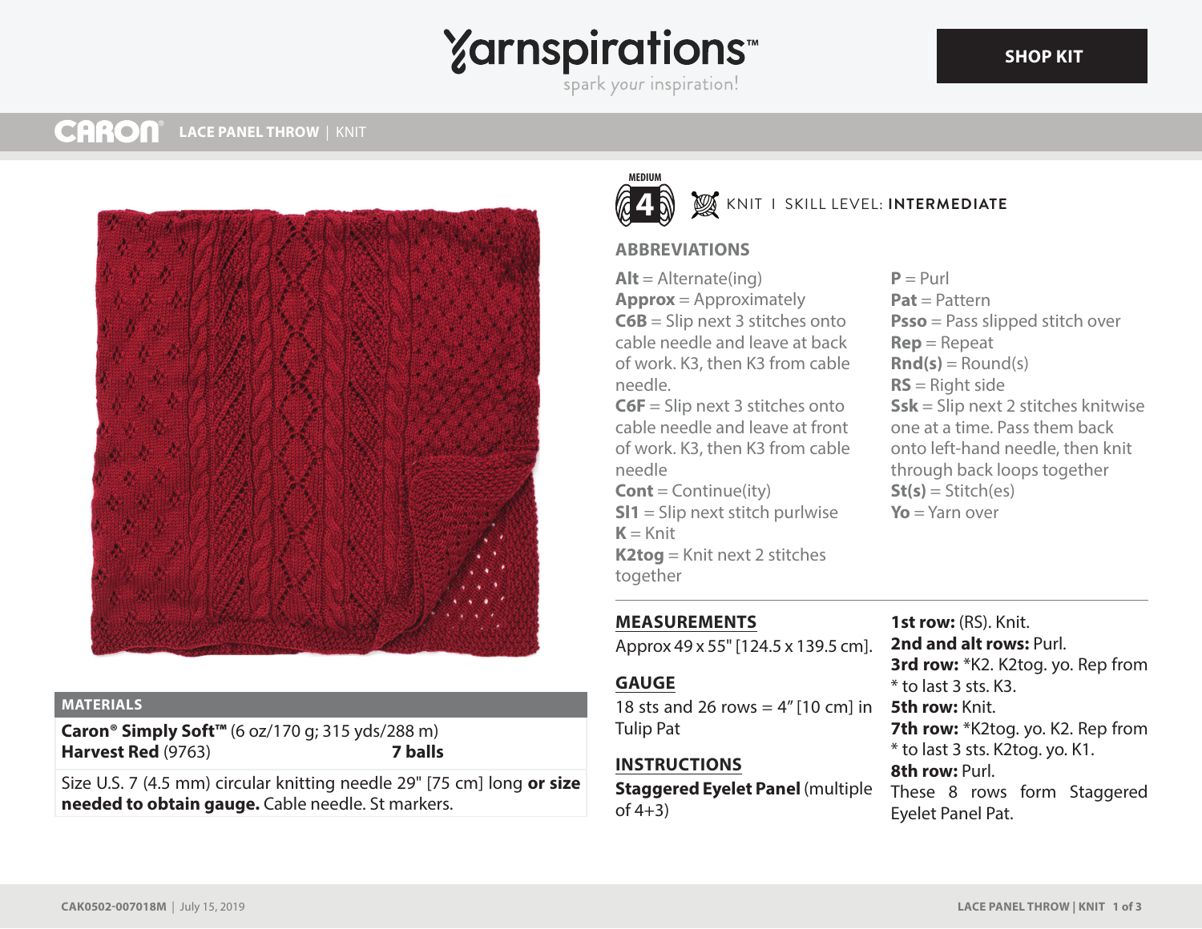# Yarnspirations

spark your inspiration!

SHOP KIT

**CARON** LACE PANEL THROW | KNIT

MEDIUM 4 — KNIT | SKILL LEVEL: **INTERMEDIATE**

## MATERIALS

**Caron® Simply Soft™** (6 oz/170 g; 315 yds/288 m)
**Harvest Red** (9763) **7 balls**

Size U.S. 7 (4.5 mm) circular knitting needle 29" [75 cm] long **or size needed to obtain gauge.** Cable needle. St markers.

## ABBREVIATIONS

**Alt** = Alternate(ing)
**Approx** = Approximately
**C6B** = Slip next 3 stitches onto cable needle and leave at back of work. K3, then K3 from cable needle.
**C6F** = Slip next 3 stitches onto cable needle and leave at front of work. K3, then K3 from cable needle
**Cont** = Continue(ity)
**Sl1** = Slip next stitch purlwise
**K** = Knit
**K2tog** = Knit next 2 stitches together
**P** = Purl
**Pat** = Pattern
**Psso** = Pass slipped stitch over
**Rep** = Repeat
**Rnd(s)** = Round(s)
**RS** = Right side
**Ssk** = Slip next 2 stitches knitwise one at a time. Pass them back onto left-hand needle, then knit through back loops together
**St(s)** = Stitch(es)
**Yo** = Yarn over

## MEASUREMENTS

Approx 49 x 55" [124.5 x 139.5 cm].

## GAUGE

18 sts and 26 rows = 4" [10 cm] in Tulip Pat

## INSTRUCTIONS

**Staggered Eyelet Panel** (multiple of 4+3)

**1st row:** (RS). Knit.
**2nd and alt rows:** Purl.
**3rd row:** *K2. K2tog. yo. Rep from * to last 3 sts. K3.
**5th row:** Knit.
**7th row:** *K2tog. yo. K2. Rep from * to last 3 sts. K2tog. yo. K1.
**8th row:** Purl.
These 8 rows form Staggered Eyelet Panel Pat.

CAK0502-007018M | July 15, 2019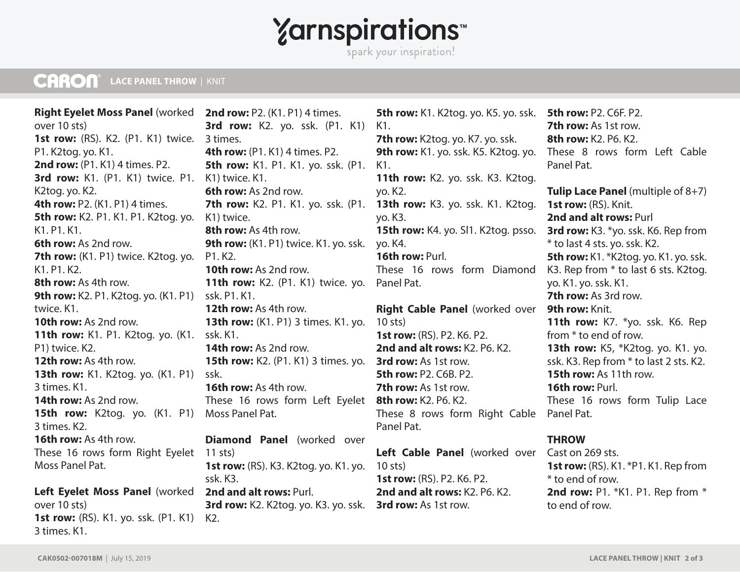**Right Eyelet Moss Panel** (worked over 10 sts)

**1st row:** (RS). K2. (P1. K1) twice. P1. K2tog. yo. K1.

**2nd row:** (P1. K1) 4 times. P2.

**3rd row:** K1. (P1. K1) twice. P1. K2tog. yo. K2.

**4th row:** P2. (K1. P1) 4 times.

**5th row:** K2. P1. K1. P1. K2tog. yo. K1. P1. K1.

**6th row:** As 2nd row.

**7th row:** (K1. P1) twice. K2tog. yo. K1. P1. K2.

**8th row:** As 4th row.

**9th row:** K2. P1. K2tog. yo. (K1. P1) twice. K1.

**10th row:** As 2nd row.

**11th row:** K1. P1. K2tog. yo. (K1. P1) twice. K2.

**12th row:** As 4th row.

**13th row:** K1. K2tog. yo. (K1. P1) 3 times. K1.

**14th row:** As 2nd row.

**15th row:** K2tog. yo. (K1. P1) 3 times. K2.

**16th row:** As 4th row.

These 16 rows form Right Eyelet Moss Panel Pat.

**Left Eyelet Moss Panel** (worked over 10 sts)

**1st row:** (RS). K1. yo. ssk. (P1. K1) 3 times. K1.

**2nd row:** P2. (K1. P1) 4 times.

**3rd row:** K2. yo. ssk. (P1. K1) 3 times.

**4th row:** (P1. K1) 4 times. P2.

**5th row:** K1. P1. K1. yo. ssk. (P1. K1) twice. K1.

**6th row:** As 2nd row.

**7th row:** K2. P1. K1. yo. ssk. (P1. K1) twice.

**8th row:** As 4th row.

**9th row:** (K1. P1) twice. K1. yo. ssk. P1. K2.

**10th row:** As 2nd row.

**11th row:** K2. (P1. K1) twice. yo. ssk. P1. K1.

**12th row:** As 4th row.

**13th row:** (K1. P1) 3 times. K1. yo. ssk. K1.

**14th row:** As 2nd row.

**15th row:** K2. (P1. K1) 3 times. yo. ssk.

**16th row:** As 4th row.

These 16 rows form Left Eyelet Moss Panel Pat.

**Diamond Panel** (worked over 11 sts)

**1st row:** (RS). K3. K2tog. yo. K1. yo. ssk. K3.

**2nd and alt rows:** Purl.

**3rd row:** K2. K2tog. yo. K3. yo. ssk. K2.

**5th row:** K1. K2tog. yo. K5. yo. ssk. K1.

**7th row:** K2tog. yo. K7. yo. ssk.

**9th row:** K1. yo. ssk. K5. K2tog. yo. K1.

**11th row:** K2. yo. ssk. K3. K2tog. yo. K2.

**13th row:** K3. yo. ssk. K1. K2tog. yo. K3.

**15th row:** K4. yo. Sl1. K2tog. psso. yo. K4.

**16th row:** Purl.

These 16 rows form Diamond Panel Pat.

**Right Cable Panel** (worked over 10 sts)

**1st row:** (RS). P2. K6. P2.

**2nd and alt rows:** K2. P6. K2.

**3rd row:** As 1st row.

**5th row:** P2. C6B. P2.

**7th row:** As 1st row.

**8th row:** K2. P6. K2.

These 8 rows form Right Cable Panel Pat.

**Left Cable Panel** (worked over 10 sts)

**1st row:** (RS). P2. K6. P2.

**2nd and alt rows:** K2. P6. K2.

**3rd row:** As 1st row.

**5th row:** P2. C6F. P2.

**7th row:** As 1st row.

**8th row:** K2. P6. K2.

These 8 rows form Left Cable Panel Pat.

**Tulip Lace Panel** (multiple of 8+7)

**1st row:** (RS). Knit.

**2nd and alt rows:** Purl

**3rd row:** K3. *yo. ssk. K6. Rep from * to last 4 sts. yo. ssk. K2.

**5th row:** K1. *K2tog. yo. K1. yo. ssk. K3. Rep from * to last 6 sts. K2tog. yo. K1. yo. ssk. K1.

**7th row:** As 3rd row.

**9th row:** Knit.

**11th row:** K7. *yo. ssk. K6. Rep from * to end of row.

**13th row:** K5, *K2tog. yo. K1. yo. ssk. K3. Rep from * to last 2 sts. K2.

**15th row:** As 11th row.

**16th row:** Purl.

These 16 rows form Tulip Lace Panel Pat.

## THROW

Cast on 269 sts.

**1st row:** (RS). K1. *P1. K1. Rep from * to end of row.

**2nd row:** P1. *K1. P1. Rep from * to end of row.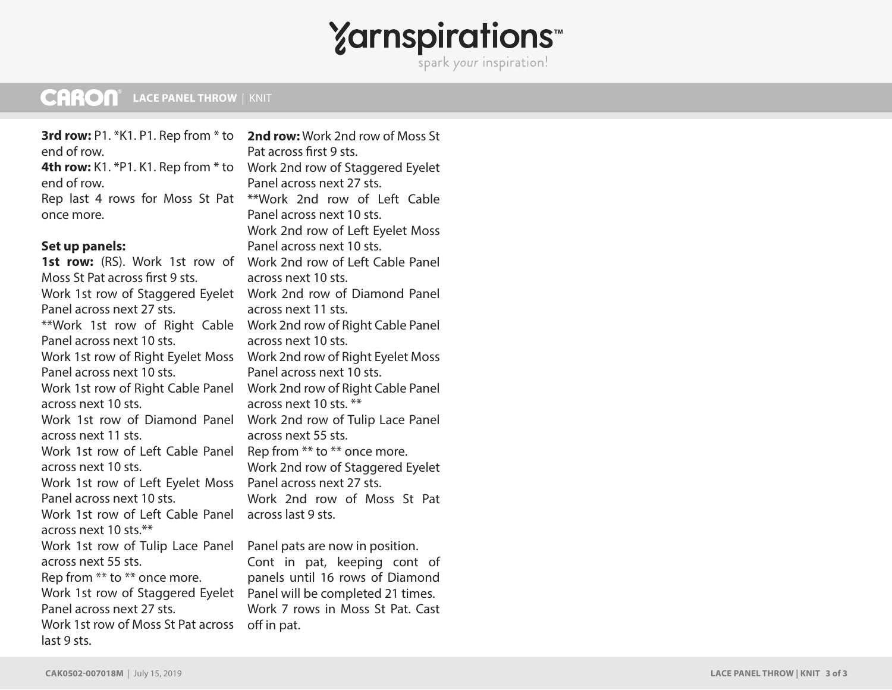**3rd row:** P1. *K1. P1. Rep from * to end of row.

**4th row:** K1. *P1. K1. Rep from * to end of row.

Rep last 4 rows for Moss St Pat once more.

**Set up panels:**

**1st row:** (RS). Work 1st row of Moss St Pat across first 9 sts.

Work 1st row of Staggered Eyelet Panel across next 27 sts.

**Work 1st row of Right Cable Panel across next 10 sts.

Work 1st row of Right Eyelet Moss Panel across next 10 sts.

Work 1st row of Right Cable Panel across next 10 sts.

Work 1st row of Diamond Panel across next 11 sts.

Work 1st row of Left Cable Panel across next 10 sts.

Work 1st row of Left Eyelet Moss Panel across next 10 sts.

Work 1st row of Left Cable Panel across next 10 sts.**

Work 1st row of Tulip Lace Panel across next 55 sts.

Rep from ** to ** once more.

Work 1st row of Staggered Eyelet Panel across next 27 sts.

Work 1st row of Moss St Pat across last 9 sts.

**2nd row:** Work 2nd row of Moss St Pat across first 9 sts.

Work 2nd row of Staggered Eyelet Panel across next 27 sts.

**Work 2nd row of Left Cable Panel across next 10 sts.

Work 2nd row of Left Eyelet Moss Panel across next 10 sts.

Work 2nd row of Left Cable Panel across next 10 sts.

Work 2nd row of Diamond Panel across next 11 sts.

Work 2nd row of Right Cable Panel across next 10 sts.

Work 2nd row of Right Eyelet Moss Panel across next 10 sts.

Work 2nd row of Right Cable Panel across next 10 sts. **

Work 2nd row of Tulip Lace Panel across next 55 sts.

Rep from ** to ** once more.

Work 2nd row of Staggered Eyelet Panel across next 27 sts.

Work 2nd row of Moss St Pat across last 9 sts.

Panel pats are now in position. Cont in pat, keeping cont of panels until 16 rows of Diamond Panel will be completed 21 times. Work 7 rows in Moss St Pat. Cast off in pat.